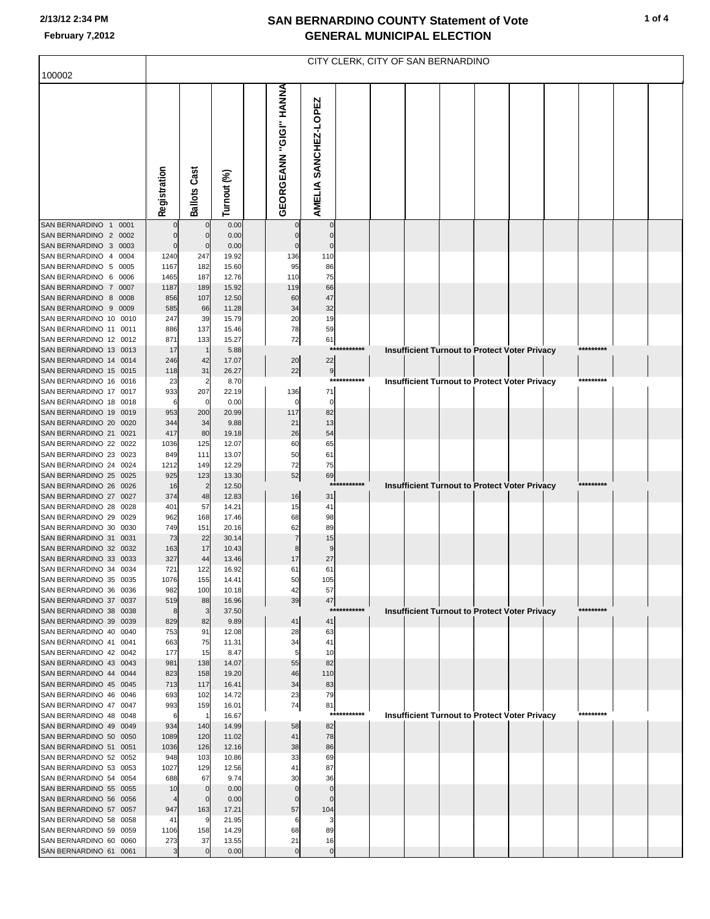# SAN BERNARDINO COUNTY Statement of Vote
## GENERAL MUNICIPAL ELECTION

2/13/12 2:34 PM

February 7,2012

CITY CLERK, CITY OF SAN BERNARDINO

100002

| | Registration | Ballots Cast | Turnout (%) | | GEORGEANN "GIGI" HANNA | AMELIA SANCHEZ-LOPEZ |
|---|---|---|---|---|---|---|
| SAN BERNARDINO 1 0001 | 0 | 0 | 0.00 | | 0 | 0 |
| SAN BERNARDINO 2 0002 | 0 | 0 | 0.00 | | 0 | 0 |
| SAN BERNARDINO 3 0003 | 0 | 0 | 0.00 | | 0 | 0 |
| SAN BERNARDINO 4 0004 | 1240 | 247 | 19.92 | | 136 | 110 |
| SAN BERNARDINO 5 0005 | 1167 | 182 | 15.60 | | 95 | 86 |
| SAN BERNARDINO 6 0006 | 1465 | 187 | 12.76 | | 110 | 75 |
| SAN BERNARDINO 7 0007 | 1187 | 189 | 15.92 | | 119 | 66 |
| SAN BERNARDINO 8 0008 | 856 | 107 | 12.50 | | 60 | 47 |
| SAN BERNARDINO 9 0009 | 585 | 66 | 11.28 | | 34 | 32 |
| SAN BERNARDINO 10 0010 | 247 | 39 | 15.79 | | 20 | 19 |
| SAN BERNARDINO 11 0011 | 886 | 137 | 15.46 | | 78 | 59 |
| SAN BERNARDINO 12 0012 | 871 | 133 | 15.27 | | 72 | 61 |
| SAN BERNARDINO 13 0013 | 17 | 1 | 5.88 | | *********** Insufficient Turnout to Protect Voter Privacy ********* | |
| SAN BERNARDINO 14 0014 | 246 | 42 | 17.07 | | 20 | 22 |
| SAN BERNARDINO 15 0015 | 118 | 31 | 26.27 | | 22 | 9 |
| SAN BERNARDINO 16 0016 | 23 | 2 | 8.70 | | *********** Insufficient Turnout to Protect Voter Privacy ********* | |
| SAN BERNARDINO 17 0017 | 933 | 207 | 22.19 | | 136 | 71 |
| SAN BERNARDINO 18 0018 | 6 | 0 | 0.00 | | 0 | 0 |
| SAN BERNARDINO 19 0019 | 953 | 200 | 20.99 | | 117 | 82 |
| SAN BERNARDINO 20 0020 | 344 | 34 | 9.88 | | 21 | 13 |
| SAN BERNARDINO 21 0021 | 417 | 80 | 19.18 | | 26 | 54 |
| SAN BERNARDINO 22 0022 | 1036 | 125 | 12.07 | | 60 | 65 |
| SAN BERNARDINO 23 0023 | 849 | 111 | 13.07 | | 50 | 61 |
| SAN BERNARDINO 24 0024 | 1212 | 149 | 12.29 | | 72 | 75 |
| SAN BERNARDINO 25 0025 | 925 | 123 | 13.30 | | 52 | 69 |
| SAN BERNARDINO 26 0026 | 16 | 2 | 12.50 | | *********** Insufficient Turnout to Protect Voter Privacy ********* | |
| SAN BERNARDINO 27 0027 | 374 | 48 | 12.83 | | 16 | 31 |
| SAN BERNARDINO 28 0028 | 401 | 57 | 14.21 | | 15 | 41 |
| SAN BERNARDINO 29 0029 | 962 | 168 | 17.46 | | 68 | 98 |
| SAN BERNARDINO 30 0030 | 749 | 151 | 20.16 | | 62 | 89 |
| SAN BERNARDINO 31 0031 | 73 | 22 | 30.14 | | 7 | 15 |
| SAN BERNARDINO 32 0032 | 163 | 17 | 10.43 | | 8 | 9 |
| SAN BERNARDINO 33 0033 | 327 | 44 | 13.46 | | 17 | 27 |
| SAN BERNARDINO 34 0034 | 721 | 122 | 16.92 | | 61 | 61 |
| SAN BERNARDINO 35 0035 | 1076 | 155 | 14.41 | | 50 | 105 |
| SAN BERNARDINO 36 0036 | 982 | 100 | 10.18 | | 42 | 57 |
| SAN BERNARDINO 37 0037 | 519 | 88 | 16.96 | | 39 | 47 |
| SAN BERNARDINO 38 0038 | 8 | 3 | 37.50 | | *********** Insufficient Turnout to Protect Voter Privacy ********* | |
| SAN BERNARDINO 39 0039 | 829 | 82 | 9.89 | | 41 | 41 |
| SAN BERNARDINO 40 0040 | 753 | 91 | 12.08 | | 28 | 63 |
| SAN BERNARDINO 41 0041 | 663 | 75 | 11.31 | | 34 | 41 |
| SAN BERNARDINO 42 0042 | 177 | 15 | 8.47 | | 5 | 10 |
| SAN BERNARDINO 43 0043 | 981 | 138 | 14.07 | | 55 | 82 |
| SAN BERNARDINO 44 0044 | 823 | 158 | 19.20 | | 46 | 110 |
| SAN BERNARDINO 45 0045 | 713 | 117 | 16.41 | | 34 | 83 |
| SAN BERNARDINO 46 0046 | 693 | 102 | 14.72 | | 23 | 79 |
| SAN BERNARDINO 47 0047 | 993 | 159 | 16.01 | | 74 | 81 |
| SAN BERNARDINO 48 0048 | 6 | 1 | 16.67 | | *********** Insufficient Turnout to Protect Voter Privacy ********* | |
| SAN BERNARDINO 49 0049 | 934 | 140 | 14.99 | | 58 | 82 |
| SAN BERNARDINO 50 0050 | 1089 | 120 | 11.02 | | 41 | 78 |
| SAN BERNARDINO 51 0051 | 1036 | 126 | 12.16 | | 38 | 86 |
| SAN BERNARDINO 52 0052 | 948 | 103 | 10.86 | | 33 | 69 |
| SAN BERNARDINO 53 0053 | 1027 | 129 | 12.56 | | 41 | 87 |
| SAN BERNARDINO 54 0054 | 688 | 67 | 9.74 | | 30 | 36 |
| SAN BERNARDINO 55 0055 | 10 | 0 | 0.00 | | 0 | 0 |
| SAN BERNARDINO 56 0056 | 4 | 0 | 0.00 | | 0 | 0 |
| SAN BERNARDINO 57 0057 | 947 | 163 | 17.21 | | 57 | 104 |
| SAN BERNARDINO 58 0058 | 41 | 9 | 21.95 | | 6 | 3 |
| SAN BERNARDINO 59 0059 | 1106 | 158 | 14.29 | | 68 | 89 |
| SAN BERNARDINO 60 0060 | 273 | 37 | 13.55 | | 21 | 16 |
| SAN BERNARDINO 61 0061 | 3 | 0 | 0.00 | | 0 | 0 |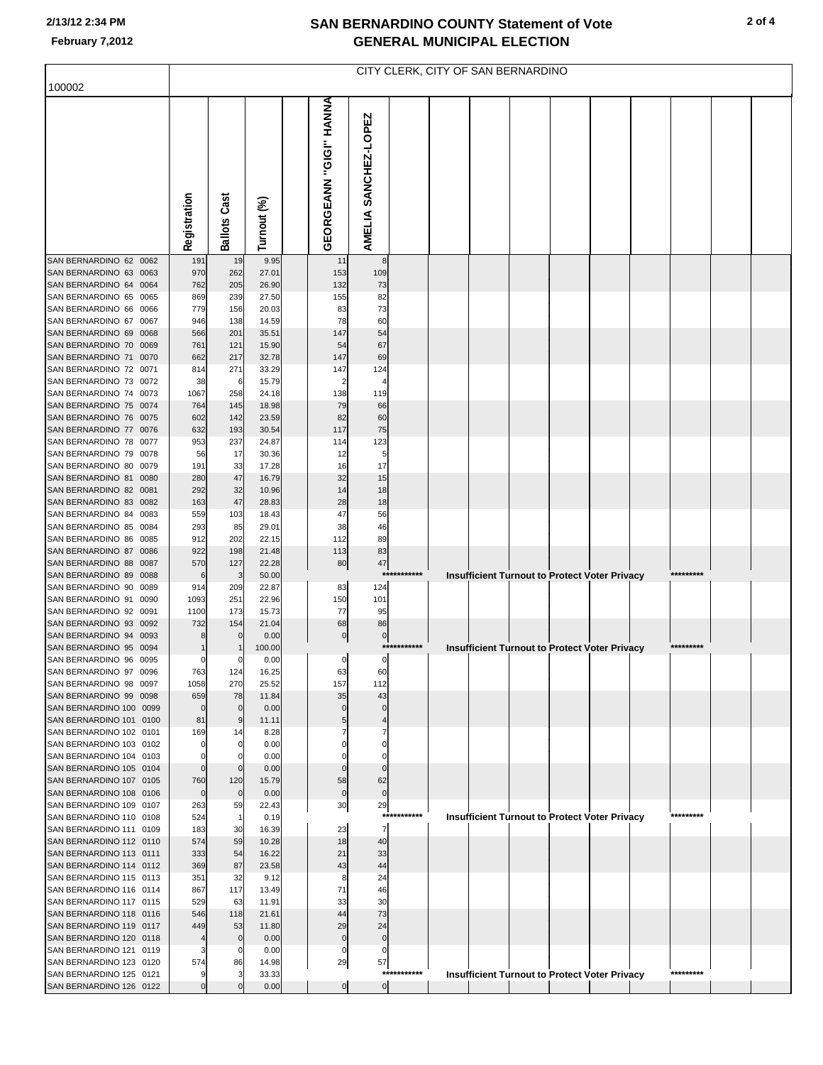# SAN BERNARDINO COUNTY Statement of Vote
# GENERAL MUNICIPAL ELECTION

2/13/12 2:34 PM

February 7,2012

100002 — CITY CLERK, CITY OF SAN BERNARDINO

| | Registration | Ballots Cast | Turnout (%) | GEORGEANN "GIGI" HANNA | AMELIA SANCHEZ-LOPEZ |
|---|---|---|---|---|---|
| SAN BERNARDINO 62 0062 | 191 | 19 | 9.95 | 11 | 8 |
| SAN BERNARDINO 63 0063 | 970 | 262 | 27.01 | 153 | 109 |
| SAN BERNARDINO 64 0064 | 762 | 205 | 26.90 | 132 | 73 |
| SAN BERNARDINO 65 0065 | 869 | 239 | 27.50 | 155 | 82 |
| SAN BERNARDINO 66 0066 | 779 | 156 | 20.03 | 83 | 73 |
| SAN BERNARDINO 67 0067 | 946 | 138 | 14.59 | 78 | 60 |
| SAN BERNARDINO 69 0068 | 566 | 201 | 35.51 | 147 | 54 |
| SAN BERNARDINO 70 0069 | 761 | 121 | 15.90 | 54 | 67 |
| SAN BERNARDINO 71 0070 | 662 | 217 | 32.78 | 147 | 69 |
| SAN BERNARDINO 72 0071 | 814 | 271 | 33.29 | 147 | 124 |
| SAN BERNARDINO 73 0072 | 38 | 6 | 15.79 | 2 | 4 |
| SAN BERNARDINO 74 0073 | 1067 | 258 | 24.18 | 138 | 119 |
| SAN BERNARDINO 75 0074 | 764 | 145 | 18.98 | 79 | 66 |
| SAN BERNARDINO 76 0075 | 602 | 142 | 23.59 | 82 | 60 |
| SAN BERNARDINO 77 0076 | 632 | 193 | 30.54 | 117 | 75 |
| SAN BERNARDINO 78 0077 | 953 | 237 | 24.87 | 114 | 123 |
| SAN BERNARDINO 79 0078 | 56 | 17 | 30.36 | 12 | 5 |
| SAN BERNARDINO 80 0079 | 191 | 33 | 17.28 | 16 | 17 |
| SAN BERNARDINO 81 0080 | 280 | 47 | 16.79 | 32 | 15 |
| SAN BERNARDINO 82 0081 | 292 | 32 | 10.96 | 14 | 18 |
| SAN BERNARDINO 83 0082 | 163 | 47 | 28.83 | 28 | 18 |
| SAN BERNARDINO 84 0083 | 559 | 103 | 18.43 | 47 | 56 |
| SAN BERNARDINO 85 0084 | 293 | 85 | 29.01 | 38 | 46 |
| SAN BERNARDINO 86 0085 | 912 | 202 | 22.15 | 112 | 89 |
| SAN BERNARDINO 87 0086 | 922 | 198 | 21.48 | 113 | 83 |
| SAN BERNARDINO 88 0087 | 570 | 127 | 22.28 | 80 | 47 |
| SAN BERNARDINO 89 0088 | 6 | 3 | 50.00 | *********** Insufficient Turnout to Protect Voter Privacy ********* | |
| SAN BERNARDINO 90 0089 | 914 | 209 | 22.87 | 83 | 124 |
| SAN BERNARDINO 91 0090 | 1093 | 251 | 22.96 | 150 | 101 |
| SAN BERNARDINO 92 0091 | 1100 | 173 | 15.73 | 77 | 95 |
| SAN BERNARDINO 93 0092 | 732 | 154 | 21.04 | 68 | 86 |
| SAN BERNARDINO 94 0093 | 8 | 0 | 0.00 | 0 | 0 |
| SAN BERNARDINO 95 0094 | 1 | 1 | 100.00 | *********** Insufficient Turnout to Protect Voter Privacy ********* | |
| SAN BERNARDINO 96 0095 | 0 | 0 | 0.00 | 0 | 0 |
| SAN BERNARDINO 97 0096 | 763 | 124 | 16.25 | 63 | 60 |
| SAN BERNARDINO 98 0097 | 1058 | 270 | 25.52 | 157 | 112 |
| SAN BERNARDINO 99 0098 | 659 | 78 | 11.84 | 35 | 43 |
| SAN BERNARDINO 100 0099 | 0 | 0 | 0.00 | 0 | 0 |
| SAN BERNARDINO 101 0100 | 81 | 9 | 11.11 | 5 | 4 |
| SAN BERNARDINO 102 0101 | 169 | 14 | 8.28 | 7 | 7 |
| SAN BERNARDINO 103 0102 | 0 | 0 | 0.00 | 0 | 0 |
| SAN BERNARDINO 104 0103 | 0 | 0 | 0.00 | 0 | 0 |
| SAN BERNARDINO 105 0104 | 0 | 0 | 0.00 | 0 | 0 |
| SAN BERNARDINO 107 0105 | 760 | 120 | 15.79 | 58 | 62 |
| SAN BERNARDINO 108 0106 | 0 | 0 | 0.00 | 0 | 0 |
| SAN BERNARDINO 109 0107 | 263 | 59 | 22.43 | 30 | 29 |
| SAN BERNARDINO 110 0108 | 524 | 1 | 0.19 | *********** Insufficient Turnout to Protect Voter Privacy ********* | |
| SAN BERNARDINO 111 0109 | 183 | 30 | 16.39 | 23 | 7 |
| SAN BERNARDINO 112 0110 | 574 | 59 | 10.28 | 18 | 40 |
| SAN BERNARDINO 113 0111 | 333 | 54 | 16.22 | 21 | 33 |
| SAN BERNARDINO 114 0112 | 369 | 87 | 23.58 | 43 | 44 |
| SAN BERNARDINO 115 0113 | 351 | 32 | 9.12 | 8 | 24 |
| SAN BERNARDINO 116 0114 | 867 | 117 | 13.49 | 71 | 46 |
| SAN BERNARDINO 117 0115 | 529 | 63 | 11.91 | 33 | 30 |
| SAN BERNARDINO 118 0116 | 546 | 118 | 21.61 | 44 | 73 |
| SAN BERNARDINO 119 0117 | 449 | 53 | 11.80 | 29 | 24 |
| SAN BERNARDINO 120 0118 | 4 | 0 | 0.00 | 0 | 0 |
| SAN BERNARDINO 121 0119 | 3 | 0 | 0.00 | 0 | 0 |
| SAN BERNARDINO 123 0120 | 574 | 86 | 14.98 | 29 | 57 |
| SAN BERNARDINO 125 0121 | 9 | 3 | 33.33 | *********** Insufficient Turnout to Protect Voter Privacy ********* | |
| SAN BERNARDINO 126 0122 | 0 | 0 | 0.00 | 0 | 0 |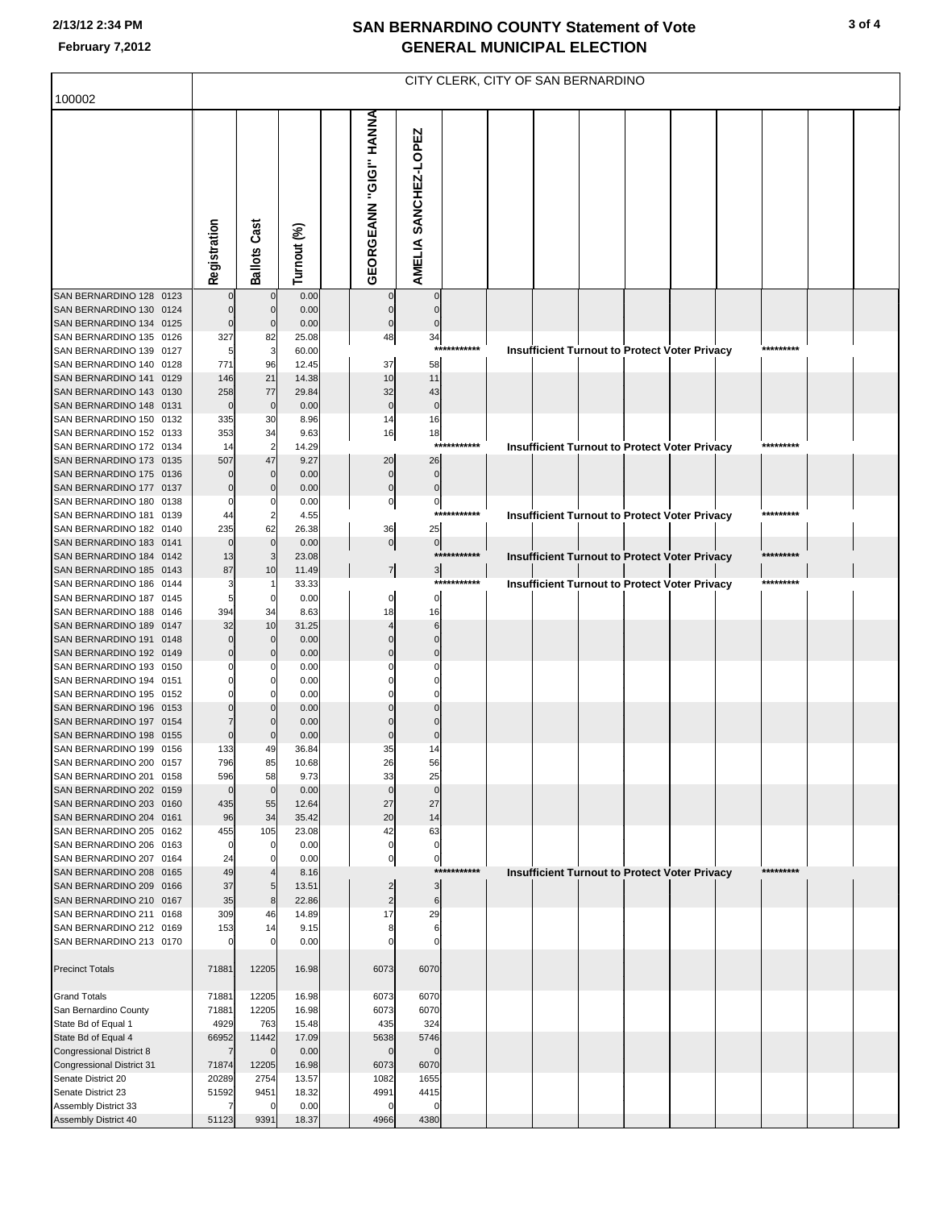# SAN BERNARDINO COUNTY Statement of Vote
## GENERAL MUNICIPAL ELECTION

2/13/12 2:34 PM

February 7,2012

### CITY CLERK, CITY OF SAN BERNARDINO

100002

| | Registration | Ballots Cast | Turnout (%) | GEORGEANN "GIGI" HANNA | AMELIA SANCHEZ-LOPEZ |
|---|---|---|---|---|---|
| SAN BERNARDINO 128 0123 | 0 | 0 | 0.00 | 0 | 0 |
| SAN BERNARDINO 130 0124 | 0 | 0 | 0.00 | 0 | 0 |
| SAN BERNARDINO 134 0125 | 0 | 0 | 0.00 | 0 | 0 |
| SAN BERNARDINO 135 0126 | 327 | 82 | 25.08 | 48 | 34 |
| SAN BERNARDINO 139 0127 | 5 | 3 | 60.00 | Insufficient Turnout to Protect Voter Privacy | |
| SAN BERNARDINO 140 0128 | 771 | 96 | 12.45 | 37 | 58 |
| SAN BERNARDINO 141 0129 | 146 | 21 | 14.38 | 10 | 11 |
| SAN BERNARDINO 143 0130 | 258 | 77 | 29.84 | 32 | 43 |
| SAN BERNARDINO 148 0131 | 0 | 0 | 0.00 | 0 | 0 |
| SAN BERNARDINO 150 0132 | 335 | 30 | 8.96 | 14 | 16 |
| SAN BERNARDINO 152 0133 | 353 | 34 | 9.63 | 16 | 18 |
| SAN BERNARDINO 172 0134 | 14 | 2 | 14.29 | Insufficient Turnout to Protect Voter Privacy | |
| SAN BERNARDINO 173 0135 | 507 | 47 | 9.27 | 20 | 26 |
| SAN BERNARDINO 175 0136 | 0 | 0 | 0.00 | 0 | 0 |
| SAN BERNARDINO 177 0137 | 0 | 0 | 0.00 | 0 | 0 |
| SAN BERNARDINO 180 0138 | 0 | 0 | 0.00 | 0 | 0 |
| SAN BERNARDINO 181 0139 | 44 | 2 | 4.55 | Insufficient Turnout to Protect Voter Privacy | |
| SAN BERNARDINO 182 0140 | 235 | 62 | 26.38 | 36 | 25 |
| SAN BERNARDINO 183 0141 | 0 | 0 | 0.00 | 0 | 0 |
| SAN BERNARDINO 184 0142 | 13 | 3 | 23.08 | Insufficient Turnout to Protect Voter Privacy | |
| SAN BERNARDINO 185 0143 | 87 | 10 | 11.49 | 7 | 3 |
| SAN BERNARDINO 186 0144 | 3 | 1 | 33.33 | Insufficient Turnout to Protect Voter Privacy | |
| SAN BERNARDINO 187 0145 | 5 | 0 | 0.00 | 0 | 0 |
| SAN BERNARDINO 188 0146 | 394 | 34 | 8.63 | 18 | 16 |
| SAN BERNARDINO 189 0147 | 32 | 10 | 31.25 | 4 | 6 |
| SAN BERNARDINO 191 0148 | 0 | 0 | 0.00 | 0 | 0 |
| SAN BERNARDINO 192 0149 | 0 | 0 | 0.00 | 0 | 0 |
| SAN BERNARDINO 193 0150 | 0 | 0 | 0.00 | 0 | 0 |
| SAN BERNARDINO 194 0151 | 0 | 0 | 0.00 | 0 | 0 |
| SAN BERNARDINO 195 0152 | 0 | 0 | 0.00 | 0 | 0 |
| SAN BERNARDINO 196 0153 | 0 | 0 | 0.00 | 0 | 0 |
| SAN BERNARDINO 197 0154 | 7 | 0 | 0.00 | 0 | 0 |
| SAN BERNARDINO 198 0155 | 0 | 0 | 0.00 | 0 | 0 |
| SAN BERNARDINO 199 0156 | 133 | 49 | 36.84 | 35 | 14 |
| SAN BERNARDINO 200 0157 | 796 | 85 | 10.68 | 26 | 56 |
| SAN BERNARDINO 201 0158 | 596 | 58 | 9.73 | 33 | 25 |
| SAN BERNARDINO 202 0159 | 0 | 0 | 0.00 | 0 | 0 |
| SAN BERNARDINO 203 0160 | 435 | 55 | 12.64 | 27 | 27 |
| SAN BERNARDINO 204 0161 | 96 | 34 | 35.42 | 20 | 14 |
| SAN BERNARDINO 205 0162 | 455 | 105 | 23.08 | 42 | 63 |
| SAN BERNARDINO 206 0163 | 0 | 0 | 0.00 | 0 | 0 |
| SAN BERNARDINO 207 0164 | 24 | 0 | 0.00 | 0 | 0 |
| SAN BERNARDINO 208 0165 | 49 | 4 | 8.16 | Insufficient Turnout to Protect Voter Privacy | |
| SAN BERNARDINO 209 0166 | 37 | 5 | 13.51 | 2 | 3 |
| SAN BERNARDINO 210 0167 | 35 | 8 | 22.86 | 2 | 6 |
| SAN BERNARDINO 211 0168 | 309 | 46 | 14.89 | 17 | 29 |
| SAN BERNARDINO 212 0169 | 153 | 14 | 9.15 | 8 | 6 |
| SAN BERNARDINO 213 0170 | 0 | 0 | 0.00 | 0 | 0 |
| Precinct Totals | 71881 | 12205 | 16.98 | 6073 | 6070 |
| Grand Totals | 71881 | 12205 | 16.98 | 6073 | 6070 |
| San Bernardino County | 71881 | 12205 | 16.98 | 6073 | 6070 |
| State Bd of Equal 1 | 4929 | 763 | 15.48 | 435 | 324 |
| State Bd of Equal 4 | 66952 | 11442 | 17.09 | 5638 | 5746 |
| Congressional District 8 | 7 | 0 | 0.00 | 0 | 0 |
| Congressional District 31 | 71874 | 12205 | 16.98 | 6073 | 6070 |
| Senate District 20 | 20289 | 2754 | 13.57 | 1082 | 1655 |
| Senate District 23 | 51592 | 9451 | 18.32 | 4991 | 4415 |
| Assembly District 33 | 7 | 0 | 0.00 | 0 | 0 |
| Assembly District 40 | 51123 | 9391 | 18.37 | 4966 | 4380 |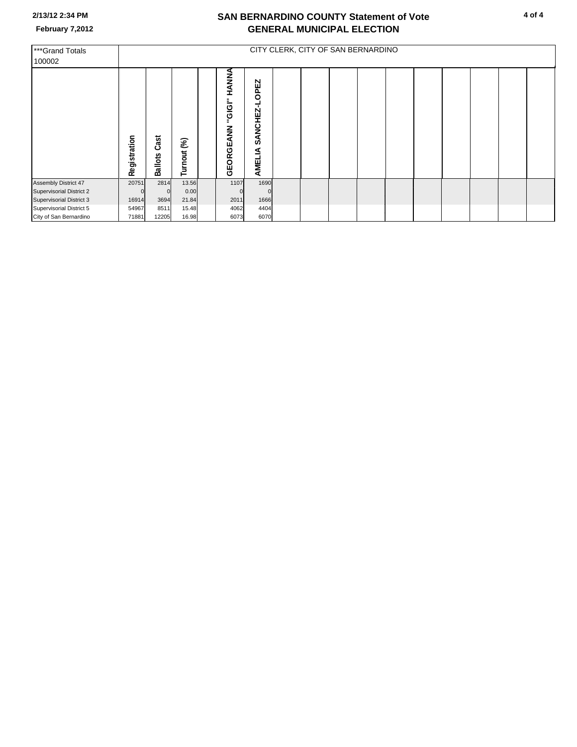# SAN BERNARDINO COUNTY Statement of Vote
## GENERAL MUNICIPAL ELECTION

2/13/12 2:34 PM

February 7,2012

***Grand Totals
100002

CITY CLERK, CITY OF SAN BERNARDINO

| | Registration | Ballots Cast | Turnout (%) | | GEORGEANN "GIGI" HANNA | AMELIA SANCHEZ-LOPEZ |
|---|---|---|---|---|---|---|
| Assembly District 47 | 20751 | 2814 | 13.56 | | 1107 | 1690 |
| Supervisorial District 2 | 0 | 0 | 0.00 | | 0 | 0 |
| Supervisorial District 3 | 16914 | 3694 | 21.84 | | 2011 | 1666 |
| Supervisorial District 5 | 54967 | 8511 | 15.48 | | 4062 | 4404 |
| City of San Bernardino | 71881 | 12205 | 16.98 | | 6073 | 6070 |